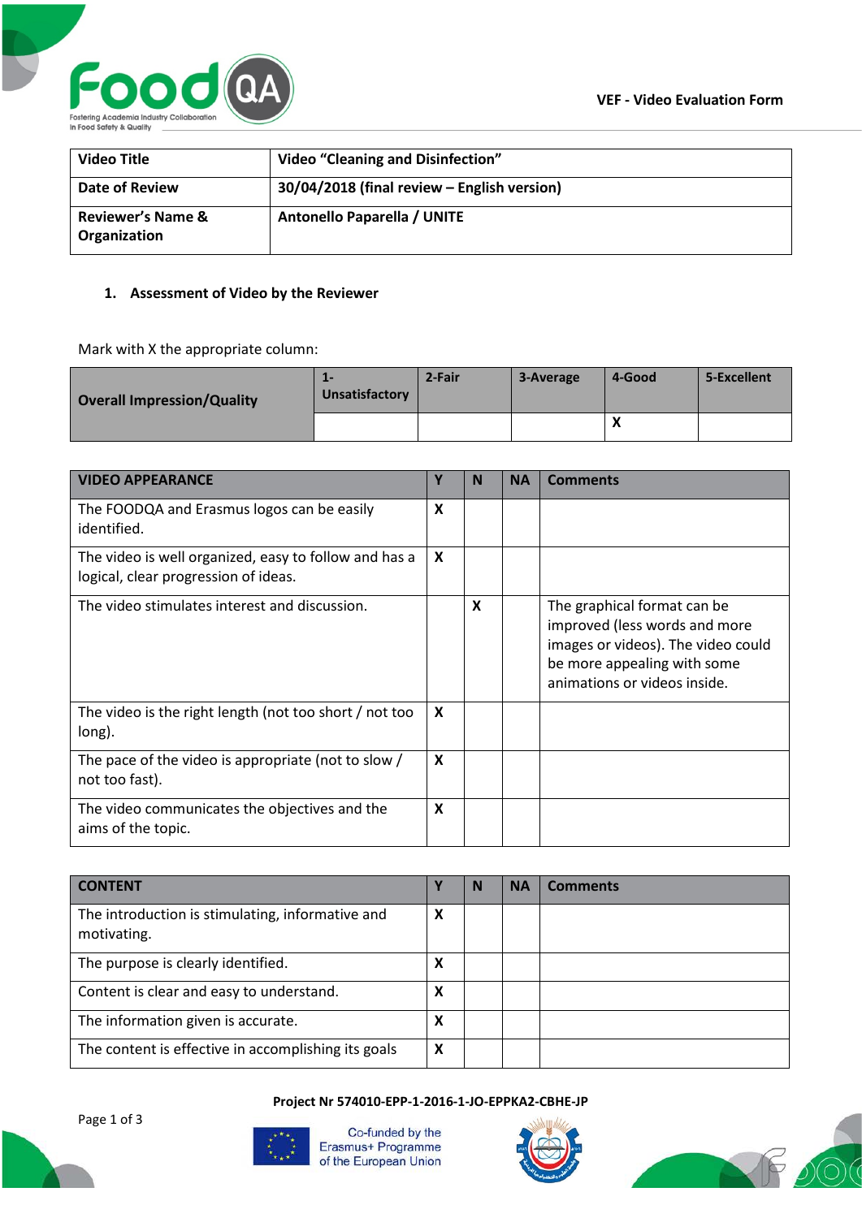**VEF - Video Evaluation Form**

| **Video Title** | **Video "Cleaning and Disinfection"** |
|---|---|
| **Date of Review** | **30/04/2018 (final review – English version)** |
| **Reviewer's Name & Organization** | **Antonello Paparella / UNITE** |

## 1. Assessment of Video by the Reviewer

Mark with X the appropriate column:

| **Overall Impression/Quality** | **1- Unsatisfactory** | **2-Fair** | **3-Average** | **4-Good** | **5-Excellent** |
|---|---|---|---|---|---|
| | | | | **X** | |

| **VIDEO APPEARANCE** | **Y** | **N** | **NA** | **Comments** |
|---|---|---|---|---|
| The FOODQA and Erasmus logos can be easily identified. | **X** | | | |
| The video is well organized, easy to follow and has a logical, clear progression of ideas. | **X** | | | |
| The video stimulates interest and discussion. | | **X** | | The graphical format can be improved (less words and more images or videos). The video could be more appealing with some animations or videos inside. |
| The video is the right length (not too short / not too long). | **X** | | | |
| The pace of the video is appropriate (not to slow / not too fast). | **X** | | | |
| The video communicates the objectives and the aims of the topic. | **X** | | | |

| **CONTENT** | **Y** | **N** | **NA** | **Comments** |
|---|---|---|---|---|
| The introduction is stimulating, informative and motivating. | **X** | | | |
| The purpose is clearly identified. | **X** | | | |
| Content is clear and easy to understand. | **X** | | | |
| The information given is accurate. | **X** | | | |
| The content is effective in accomplishing its goals | **X** | | | |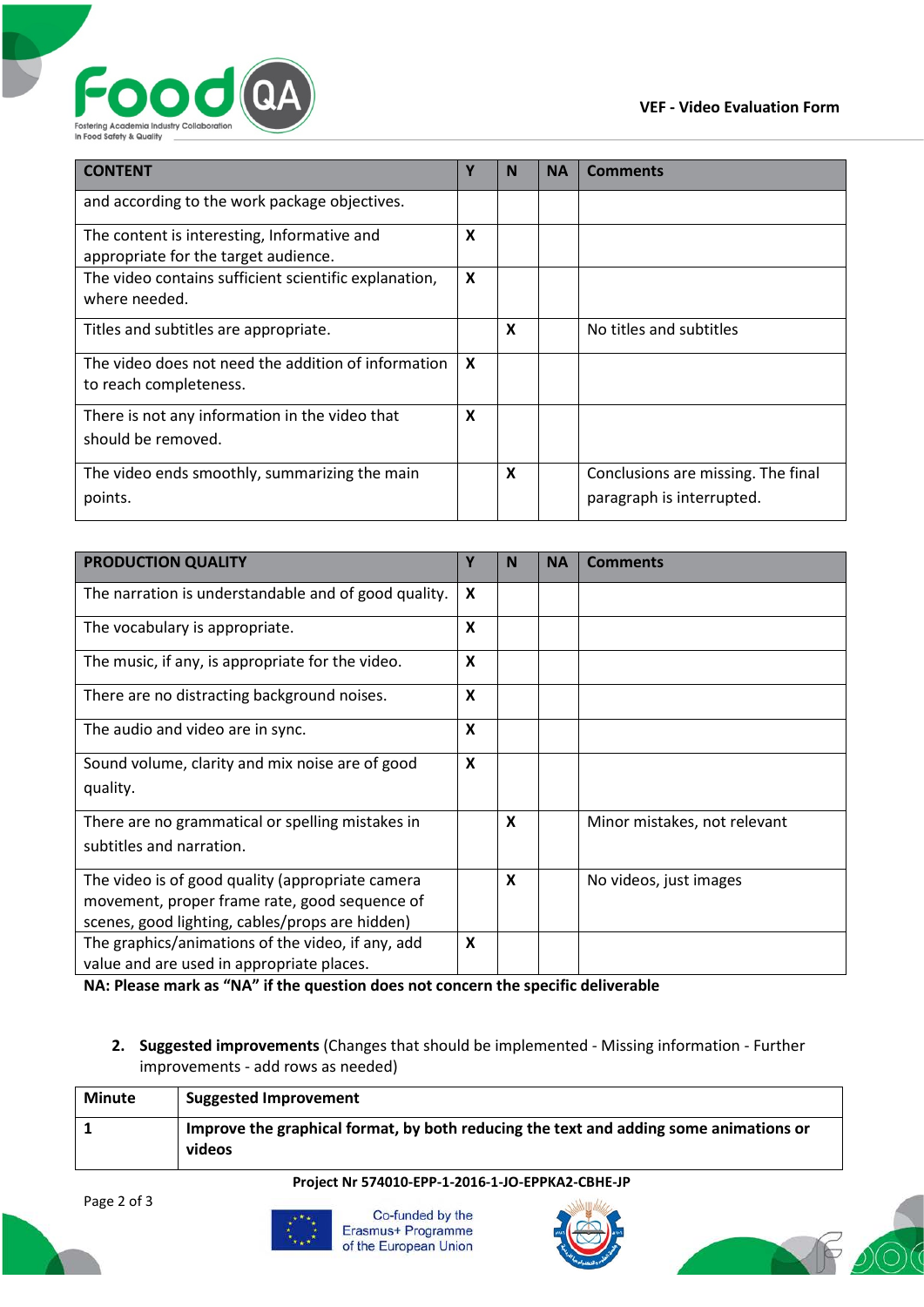| CONTENT | Y | N | NA | Comments |
|---|---|---|---|---|
| and according to the work package objectives. | | | | |
| The content is interesting, Informative and appropriate for the target audience. | X | | | |
| The video contains sufficient scientific explanation, where needed. | X | | | |
| Titles and subtitles are appropriate. | | X | | No titles and subtitles |
| The video does not need the addition of information to reach completeness. | X | | | |
| There is not any information in the video that should be removed. | X | | | |
| The video ends smoothly, summarizing the main points. | | X | | Conclusions are missing. The final paragraph is interrupted. |

| PRODUCTION QUALITY | Y | N | NA | Comments |
|---|---|---|---|---|
| The narration is understandable and of good quality. | X | | | |
| The vocabulary is appropriate. | X | | | |
| The music, if any, is appropriate for the video. | X | | | |
| There are no distracting background noises. | X | | | |
| The audio and video are in sync. | X | | | |
| Sound volume, clarity and mix noise are of good quality. | X | | | |
| There are no grammatical or spelling mistakes in subtitles and narration. | | X | | Minor mistakes, not relevant |
| The video is of good quality (appropriate camera movement, proper frame rate, good sequence of scenes, good lighting, cables/props are hidden) | | X | | No videos, just images |
| The graphics/animations of the video, if any, add value and are used in appropriate places. | X | | | |

**NA: Please mark as "NA" if the question does not concern the specific deliverable**

2. **Suggested improvements** (Changes that should be implemented - Missing information - Further improvements - add rows as needed)

| Minute | Suggested Improvement |
|---|---|
| **1** | **Improve the graphical format, by both reducing the text and adding some animations or videos** |

**Project Nr 574010-EPP-1-2016-1-JO-EPPKA2-CBHE-JP**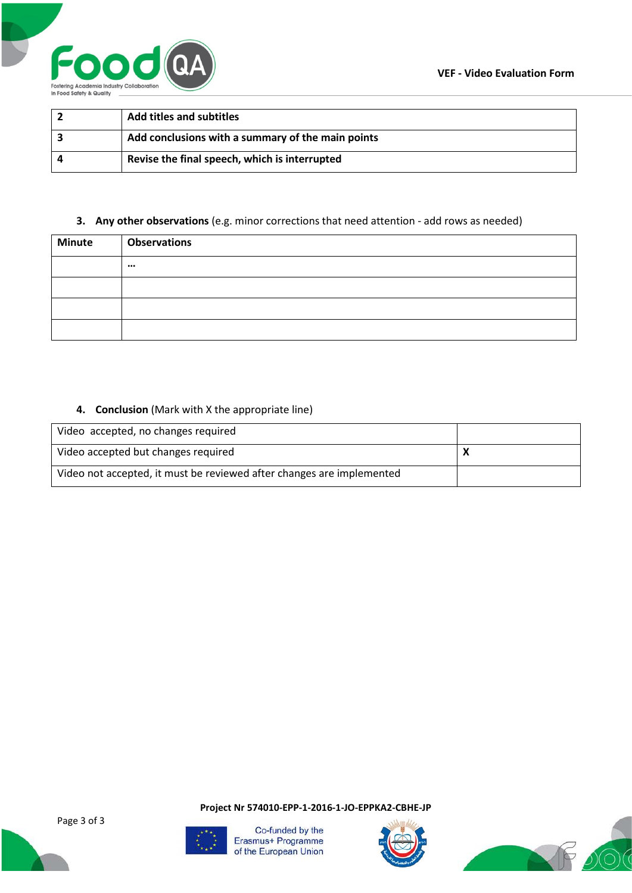| | |
|---|---|
| **2** | **Add titles and subtitles** |
| **3** | **Add conclusions with a summary of the main points** |
| **4** | **Revise the final speech, which is interrupted** |

3. **Any other observations** (e.g. minor corrections that need attention - add rows as needed)

| Minute | Observations |
|---|---|
| | … |
| | |
| | |
| | |

4. **Conclusion** (Mark with X the appropriate line)

| | |
|---|---|
| Video accepted, no changes required | |
| Video accepted but changes required | **X** |
| Video not accepted, it must be reviewed after changes are implemented | |